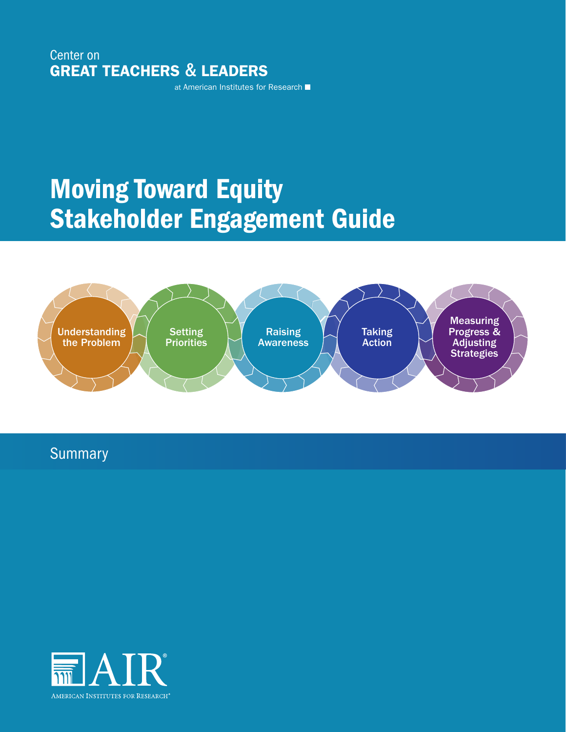Center on
**GREAT TEACHERS & LEADERS**
at American Institutes for Research

# Moving Toward Equity Stakeholder Engagement Guide

Understanding the Problem

Setting Priorities

Raising Awareness

Taking Action

Measuring Progress & Adjusting Strategies

## Summary

AIR
AMERICAN INSTITUTES FOR RESEARCH®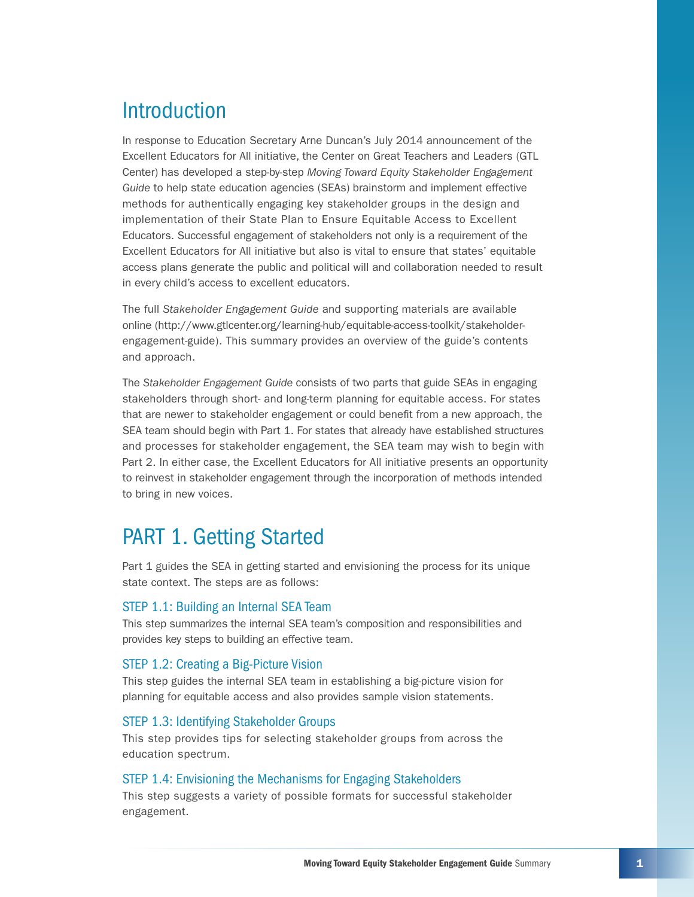# Introduction

In response to Education Secretary Arne Duncan's July 2014 announcement of the Excellent Educators for All initiative, the Center on Great Teachers and Leaders (GTL Center) has developed a step-by-step *Moving Toward Equity Stakeholder Engagement Guide* to help state education agencies (SEAs) brainstorm and implement effective methods for authentically engaging key stakeholder groups in the design and implementation of their State Plan to Ensure Equitable Access to Excellent Educators. Successful engagement of stakeholders not only is a requirement of the Excellent Educators for All initiative but also is vital to ensure that states' equitable access plans generate the public and political will and collaboration needed to result in every child's access to excellent educators.

The full *Stakeholder Engagement Guide* and supporting materials are available online (http://www.gtlcenter.org/learning-hub/equitable-access-toolkit/stakeholder-engagement-guide). This summary provides an overview of the guide's contents and approach.

The *Stakeholder Engagement Guide* consists of two parts that guide SEAs in engaging stakeholders through short- and long-term planning for equitable access. For states that are newer to stakeholder engagement or could benefit from a new approach, the SEA team should begin with Part 1. For states that already have established structures and processes for stakeholder engagement, the SEA team may wish to begin with Part 2. In either case, the Excellent Educators for All initiative presents an opportunity to reinvest in stakeholder engagement through the incorporation of methods intended to bring in new voices.

# PART 1. Getting Started

Part 1 guides the SEA in getting started and envisioning the process for its unique state context. The steps are as follows:

### STEP 1.1: Building an Internal SEA Team

This step summarizes the internal SEA team's composition and responsibilities and provides key steps to building an effective team.

### STEP 1.2: Creating a Big-Picture Vision

This step guides the internal SEA team in establishing a big-picture vision for planning for equitable access and also provides sample vision statements.

### STEP 1.3: Identifying Stakeholder Groups

This step provides tips for selecting stakeholder groups from across the education spectrum.

### STEP 1.4: Envisioning the Mechanisms for Engaging Stakeholders

This step suggests a variety of possible formats for successful stakeholder engagement.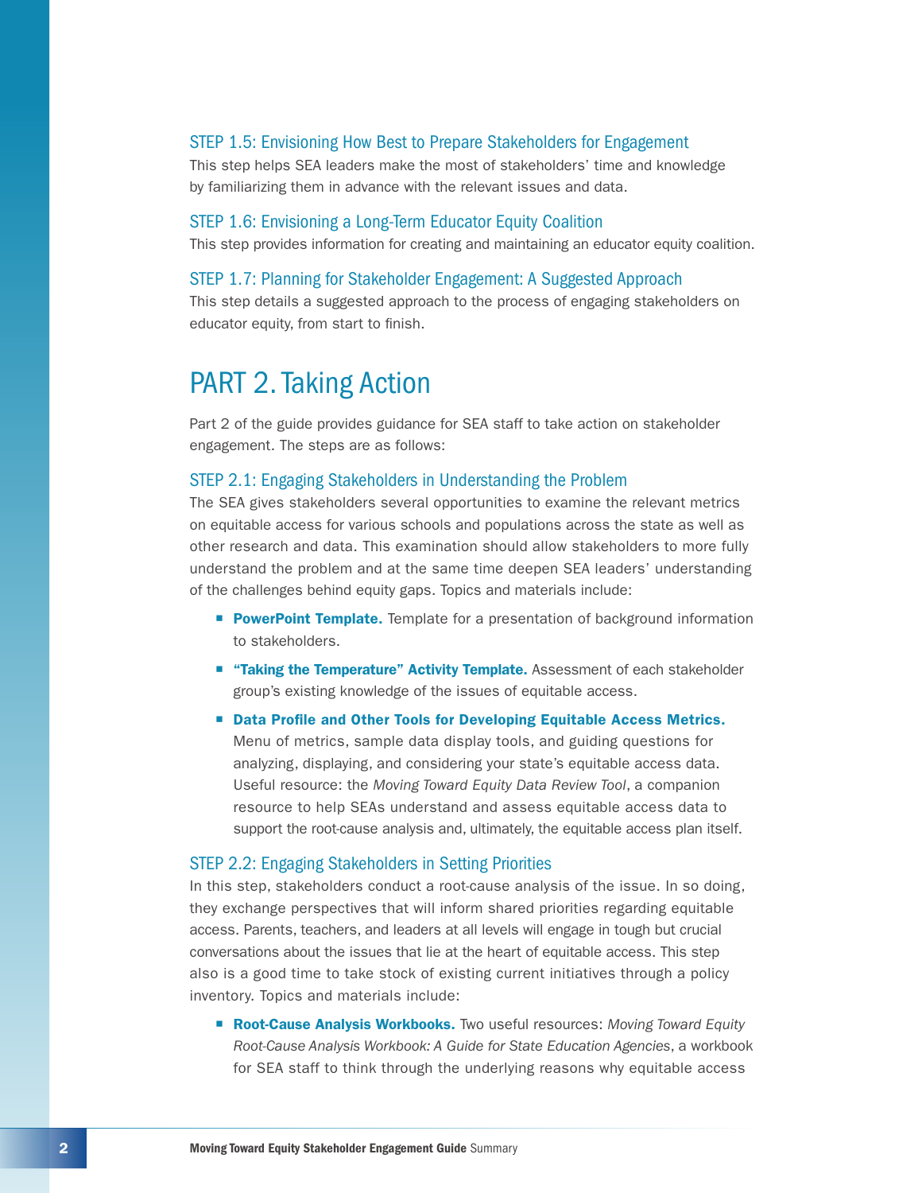### STEP 1.5: Envisioning How Best to Prepare Stakeholders for Engagement

This step helps SEA leaders make the most of stakeholders' time and knowledge by familiarizing them in advance with the relevant issues and data.

### STEP 1.6: Envisioning a Long-Term Educator Equity Coalition

This step provides information for creating and maintaining an educator equity coalition.

### STEP 1.7: Planning for Stakeholder Engagement: A Suggested Approach

This step details a suggested approach to the process of engaging stakeholders on educator equity, from start to finish.

## PART 2. Taking Action

Part 2 of the guide provides guidance for SEA staff to take action on stakeholder engagement. The steps are as follows:

### STEP 2.1: Engaging Stakeholders in Understanding the Problem

The SEA gives stakeholders several opportunities to examine the relevant metrics on equitable access for various schools and populations across the state as well as other research and data. This examination should allow stakeholders to more fully understand the problem and at the same time deepen SEA leaders' understanding of the challenges behind equity gaps. Topics and materials include:

- **PowerPoint Template.** Template for a presentation of background information to stakeholders.
- **"Taking the Temperature" Activity Template.** Assessment of each stakeholder group's existing knowledge of the issues of equitable access.
- **Data Profile and Other Tools for Developing Equitable Access Metrics.** Menu of metrics, sample data display tools, and guiding questions for analyzing, displaying, and considering your state's equitable access data. Useful resource: the *Moving Toward Equity Data Review Tool*, a companion resource to help SEAs understand and assess equitable access data to support the root-cause analysis and, ultimately, the equitable access plan itself.

### STEP 2.2: Engaging Stakeholders in Setting Priorities

In this step, stakeholders conduct a root-cause analysis of the issue. In so doing, they exchange perspectives that will inform shared priorities regarding equitable access. Parents, teachers, and leaders at all levels will engage in tough but crucial conversations about the issues that lie at the heart of equitable access. This step also is a good time to take stock of existing current initiatives through a policy inventory. Topics and materials include:

- **Root-Cause Analysis Workbooks.** Two useful resources: *Moving Toward Equity Root-Cause Analysis Workbook: A Guide for State Education Agencies*, a workbook for SEA staff to think through the underlying reasons why equitable access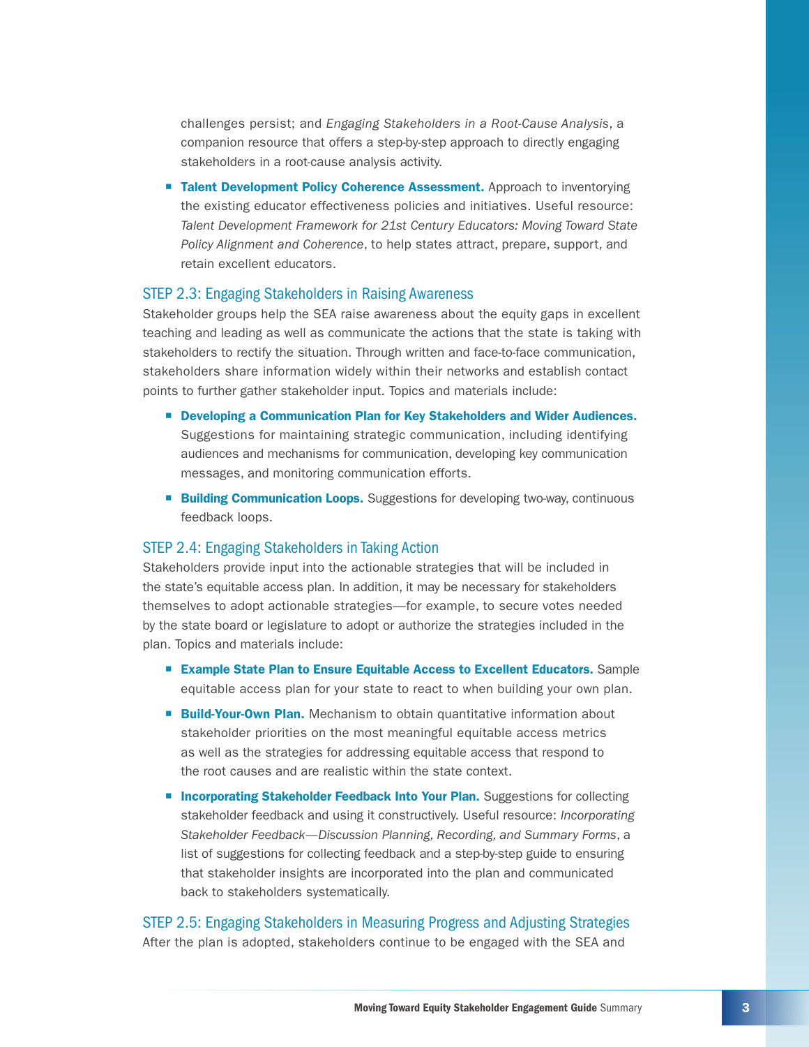challenges persist; and *Engaging Stakeholders in a Root-Cause Analysis*, a companion resource that offers a step-by-step approach to directly engaging stakeholders in a root-cause analysis activity.

- **Talent Development Policy Coherence Assessment.** Approach to inventorying the existing educator effectiveness policies and initiatives. Useful resource: *Talent Development Framework for 21st Century Educators: Moving Toward State Policy Alignment and Coherence*, to help states attract, prepare, support, and retain excellent educators.

### STEP 2.3: Engaging Stakeholders in Raising Awareness

Stakeholder groups help the SEA raise awareness about the equity gaps in excellent teaching and leading as well as communicate the actions that the state is taking with stakeholders to rectify the situation. Through written and face-to-face communication, stakeholders share information widely within their networks and establish contact points to further gather stakeholder input. Topics and materials include:

- **Developing a Communication Plan for Key Stakeholders and Wider Audiences.** Suggestions for maintaining strategic communication, including identifying audiences and mechanisms for communication, developing key communication messages, and monitoring communication efforts.
- **Building Communication Loops.** Suggestions for developing two-way, continuous feedback loops.

### STEP 2.4: Engaging Stakeholders in Taking Action

Stakeholders provide input into the actionable strategies that will be included in the state's equitable access plan. In addition, it may be necessary for stakeholders themselves to adopt actionable strategies—for example, to secure votes needed by the state board or legislature to adopt or authorize the strategies included in the plan. Topics and materials include:

- **Example State Plan to Ensure Equitable Access to Excellent Educators.** Sample equitable access plan for your state to react to when building your own plan.
- **Build-Your-Own Plan.** Mechanism to obtain quantitative information about stakeholder priorities on the most meaningful equitable access metrics as well as the strategies for addressing equitable access that respond to the root causes and are realistic within the state context.
- **Incorporating Stakeholder Feedback Into Your Plan.** Suggestions for collecting stakeholder feedback and using it constructively. Useful resource: *Incorporating Stakeholder Feedback—Discussion Planning, Recording, and Summary Forms*, a list of suggestions for collecting feedback and a step-by-step guide to ensuring that stakeholder insights are incorporated into the plan and communicated back to stakeholders systematically.

### STEP 2.5: Engaging Stakeholders in Measuring Progress and Adjusting Strategies

After the plan is adopted, stakeholders continue to be engaged with the SEA and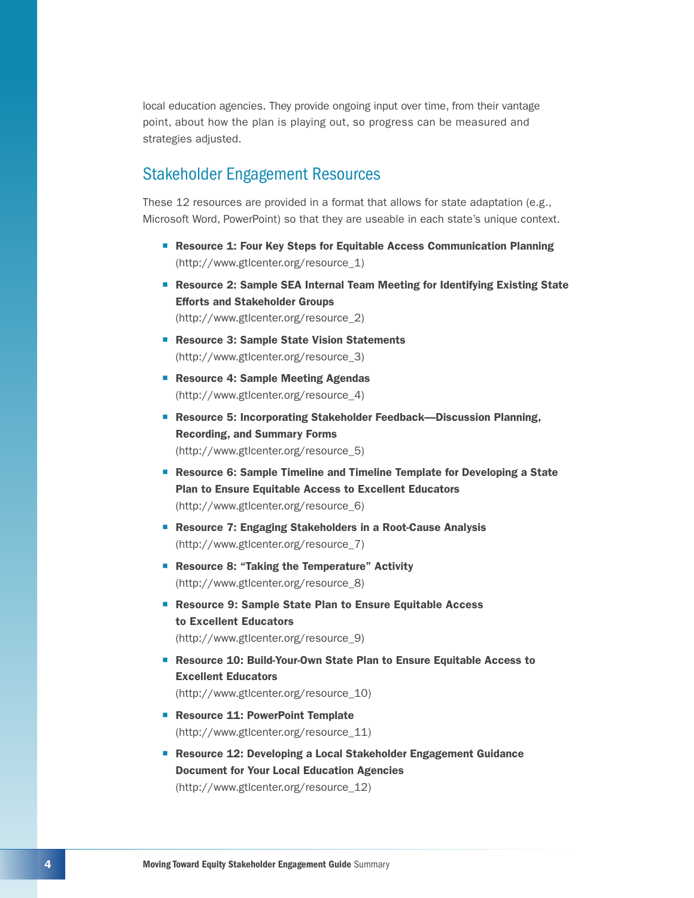local education agencies. They provide ongoing input over time, from their vantage point, about how the plan is playing out, so progress can be measured and strategies adjusted.

## Stakeholder Engagement Resources

These 12 resources are provided in a format that allows for state adaptation (e.g., Microsoft Word, PowerPoint) so that they are useable in each state's unique context.

- **Resource 1: Four Key Steps for Equitable Access Communication Planning** (http://www.gtlcenter.org/resource_1)
- **Resource 2: Sample SEA Internal Team Meeting for Identifying Existing State Efforts and Stakeholder Groups** (http://www.gtlcenter.org/resource_2)
- **Resource 3: Sample State Vision Statements** (http://www.gtlcenter.org/resource_3)
- **Resource 4: Sample Meeting Agendas** (http://www.gtlcenter.org/resource_4)
- **Resource 5: Incorporating Stakeholder Feedback—Discussion Planning, Recording, and Summary Forms** (http://www.gtlcenter.org/resource_5)
- **Resource 6: Sample Timeline and Timeline Template for Developing a State Plan to Ensure Equitable Access to Excellent Educators** (http://www.gtlcenter.org/resource_6)
- **Resource 7: Engaging Stakeholders in a Root-Cause Analysis** (http://www.gtlcenter.org/resource_7)
- **Resource 8: "Taking the Temperature" Activity** (http://www.gtlcenter.org/resource_8)
- **Resource 9: Sample State Plan to Ensure Equitable Access to Excellent Educators** (http://www.gtlcenter.org/resource_9)
- **Resource 10: Build-Your-Own State Plan to Ensure Equitable Access to Excellent Educators** (http://www.gtlcenter.org/resource_10)
- **Resource 11: PowerPoint Template** (http://www.gtlcenter.org/resource_11)
- **Resource 12: Developing a Local Stakeholder Engagement Guidance Document for Your Local Education Agencies** (http://www.gtlcenter.org/resource_12)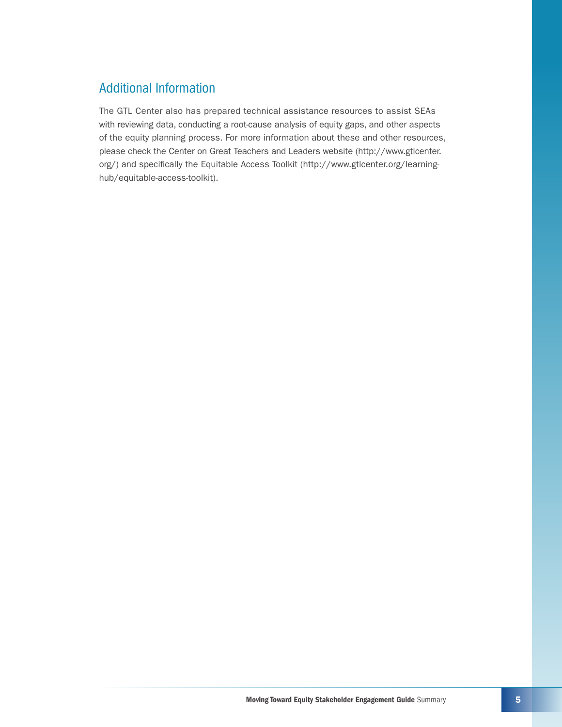## Additional Information

The GTL Center also has prepared technical assistance resources to assist SEAs with reviewing data, conducting a root-cause analysis of equity gaps, and other aspects of the equity planning process. For more information about these and other resources, please check the Center on Great Teachers and Leaders website (http://www.gtlcenter.org/) and specifically the Equitable Access Toolkit (http://www.gtlcenter.org/learning-hub/equitable-access-toolkit).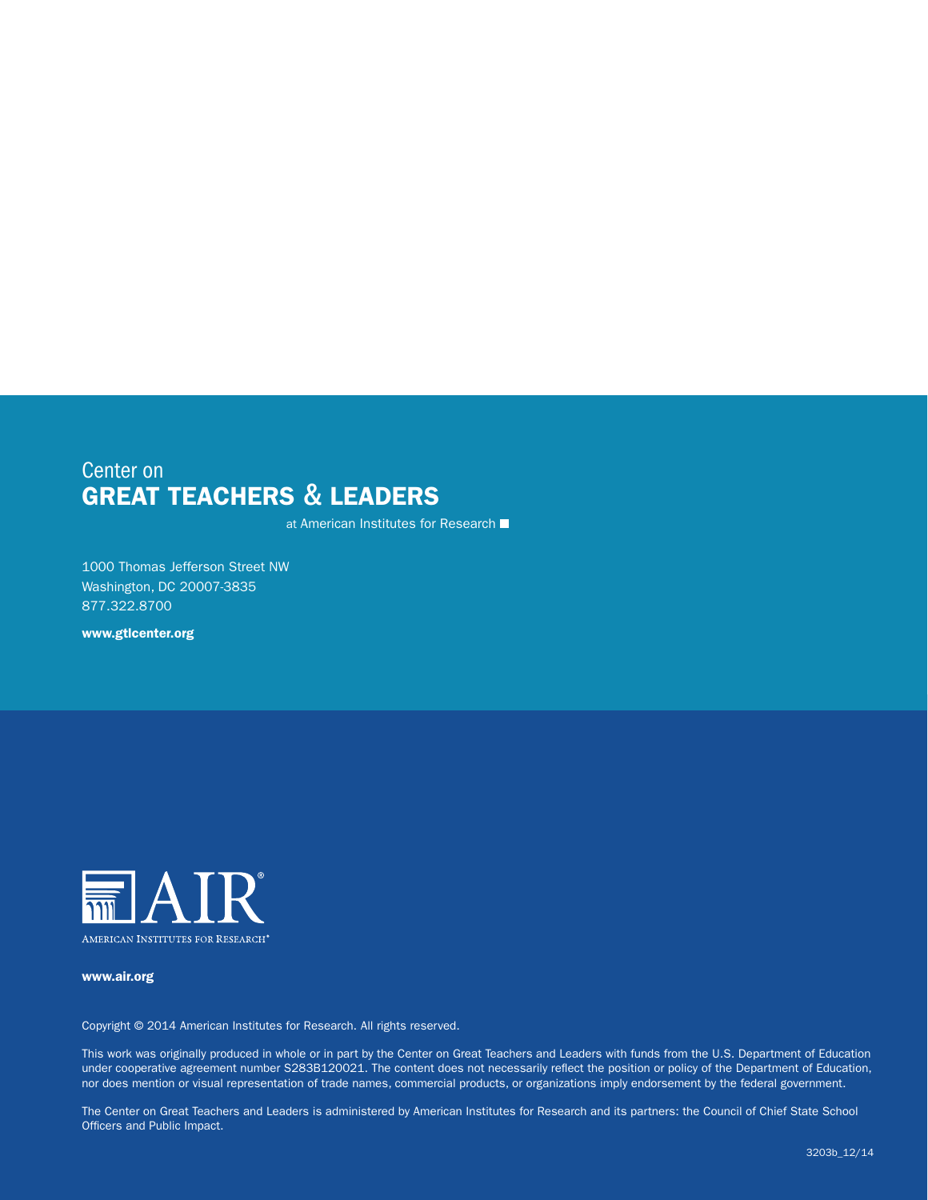Center on
**GREAT TEACHERS & LEADERS**

at American Institutes for Research

1000 Thomas Jefferson Street NW
Washington, DC 20007-3835
877.322.8700

**www.gtlcenter.org**

AIR®
AMERICAN INSTITUTES FOR RESEARCH®

**www.air.org**

Copyright © 2014 American Institutes for Research. All rights reserved.

This work was originally produced in whole or in part by the Center on Great Teachers and Leaders with funds from the U.S. Department of Education under cooperative agreement number S283B120021. The content does not necessarily reflect the position or policy of the Department of Education, nor does mention or visual representation of trade names, commercial products, or organizations imply endorsement by the federal government.

The Center on Great Teachers and Leaders is administered by American Institutes for Research and its partners: the Council of Chief State School Officers and Public Impact.

3203b_12/14